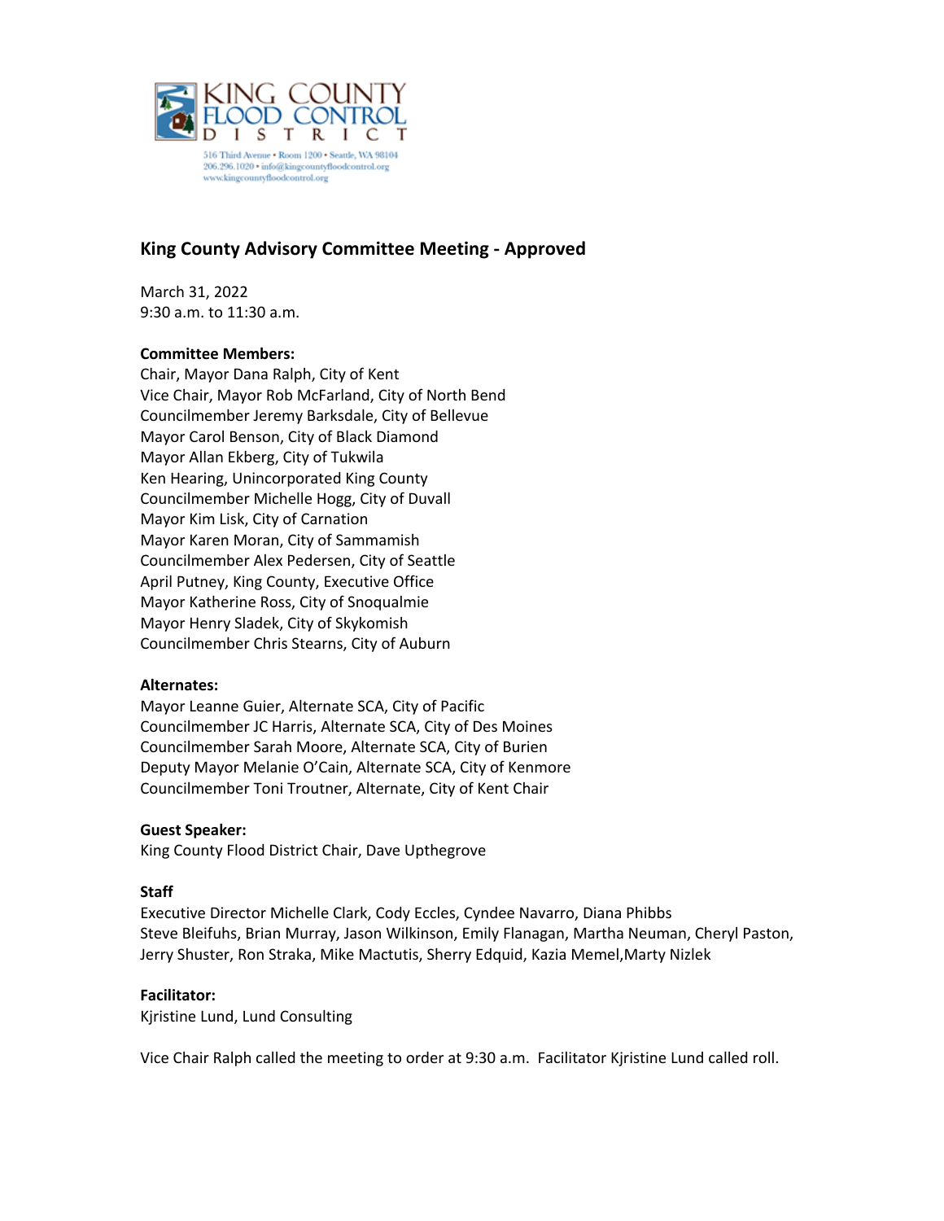KING COUNTY FLOOD CONTROL DISTRICT

516 Third Avenue • Room 1200 • Seattle, WA 98104
206.296.1020 • info@kingcountyfloodcontrol.org
www.kingcountyfloodcontrol.org

## King County Advisory Committee Meeting - Approved

March 31, 2022
9:30 a.m. to 11:30 a.m.

**Committee Members:**
Chair, Mayor Dana Ralph, City of Kent
Vice Chair, Mayor Rob McFarland, City of North Bend
Councilmember Jeremy Barksdale, City of Bellevue
Mayor Carol Benson, City of Black Diamond
Mayor Allan Ekberg, City of Tukwila
Ken Hearing, Unincorporated King County
Councilmember Michelle Hogg, City of Duvall
Mayor Kim Lisk, City of Carnation
Mayor Karen Moran, City of Sammamish
Councilmember Alex Pedersen, City of Seattle
April Putney, King County, Executive Office
Mayor Katherine Ross, City of Snoqualmie
Mayor Henry Sladek, City of Skykomish
Councilmember Chris Stearns, City of Auburn

**Alternates:**
Mayor Leanne Guier, Alternate SCA, City of Pacific
Councilmember JC Harris, Alternate SCA, City of Des Moines
Councilmember Sarah Moore, Alternate SCA, City of Burien
Deputy Mayor Melanie O'Cain, Alternate SCA, City of Kenmore
Councilmember Toni Troutner, Alternate, City of Kent Chair

**Guest Speaker:**
King County Flood District Chair, Dave Upthegrove

**Staff**
Executive Director Michelle Clark, Cody Eccles, Cyndee Navarro, Diana Phibbs
Steve Bleifuhs, Brian Murray, Jason Wilkinson, Emily Flanagan, Martha Neuman, Cheryl Paston, Jerry Shuster, Ron Straka, Mike Mactutis, Sherry Edquid, Kazia Memel,Marty Nizlek

**Facilitator:**
Kjristine Lund, Lund Consulting

Vice Chair Ralph called the meeting to order at 9:30 a.m. Facilitator Kjristine Lund called roll.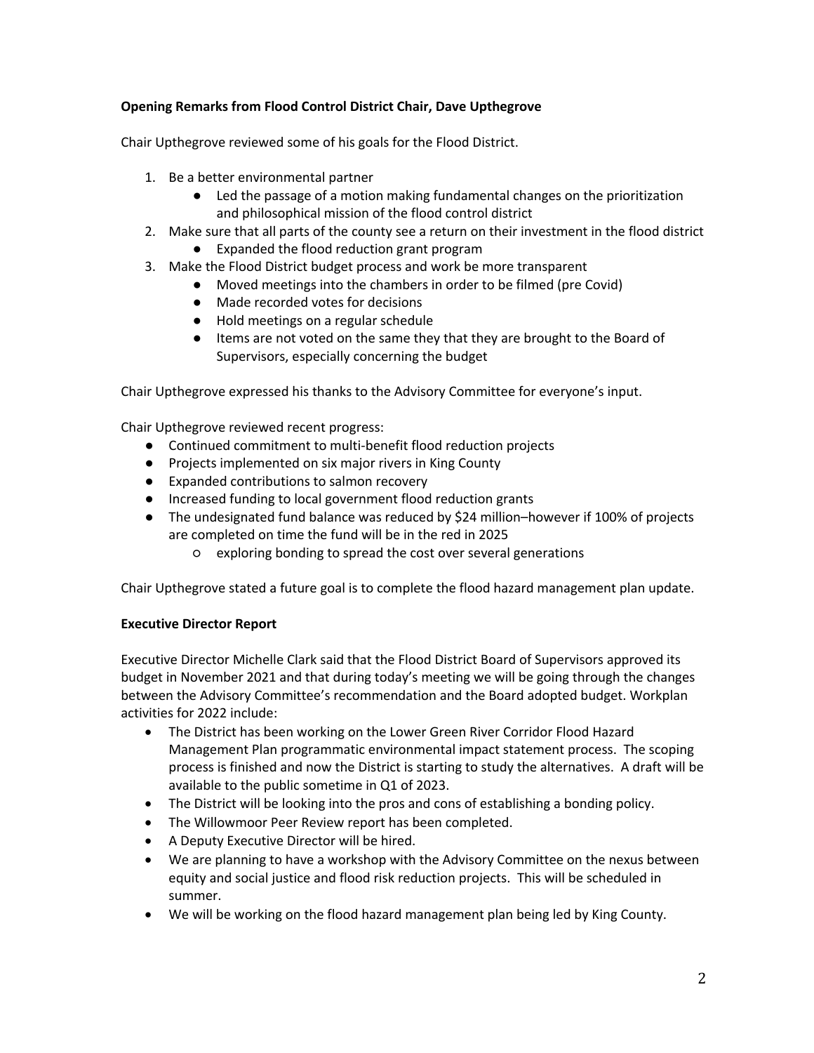**Opening Remarks from Flood Control District Chair, Dave Upthegrove**

Chair Upthegrove reviewed some of his goals for the Flood District.

1. Be a better environmental partner
   - Led the passage of a motion making fundamental changes on the prioritization and philosophical mission of the flood control district
2. Make sure that all parts of the county see a return on their investment in the flood district
   - Expanded the flood reduction grant program
3. Make the Flood District budget process and work be more transparent
   - Moved meetings into the chambers in order to be filmed (pre Covid)
   - Made recorded votes for decisions
   - Hold meetings on a regular schedule
   - Items are not voted on the same they that they are brought to the Board of Supervisors, especially concerning the budget

Chair Upthegrove expressed his thanks to the Advisory Committee for everyone's input.

Chair Upthegrove reviewed recent progress:

- Continued commitment to multi-benefit flood reduction projects
- Projects implemented on six major rivers in King County
- Expanded contributions to salmon recovery
- Increased funding to local government flood reduction grants
- The undesignated fund balance was reduced by $24 million–however if 100% of projects are completed on time the fund will be in the red in 2025
  - exploring bonding to spread the cost over several generations

Chair Upthegrove stated a future goal is to complete the flood hazard management plan update.

**Executive Director Report**

Executive Director Michelle Clark said that the Flood District Board of Supervisors approved its budget in November 2021 and that during today's meeting we will be going through the changes between the Advisory Committee's recommendation and the Board adopted budget. Workplan activities for 2022 include:

- The District has been working on the Lower Green River Corridor Flood Hazard Management Plan programmatic environmental impact statement process. The scoping process is finished and now the District is starting to study the alternatives. A draft will be available to the public sometime in Q1 of 2023.
- The District will be looking into the pros and cons of establishing a bonding policy.
- The Willowmoor Peer Review report has been completed.
- A Deputy Executive Director will be hired.
- We are planning to have a workshop with the Advisory Committee on the nexus between equity and social justice and flood risk reduction projects. This will be scheduled in summer.
- We will be working on the flood hazard management plan being led by King County.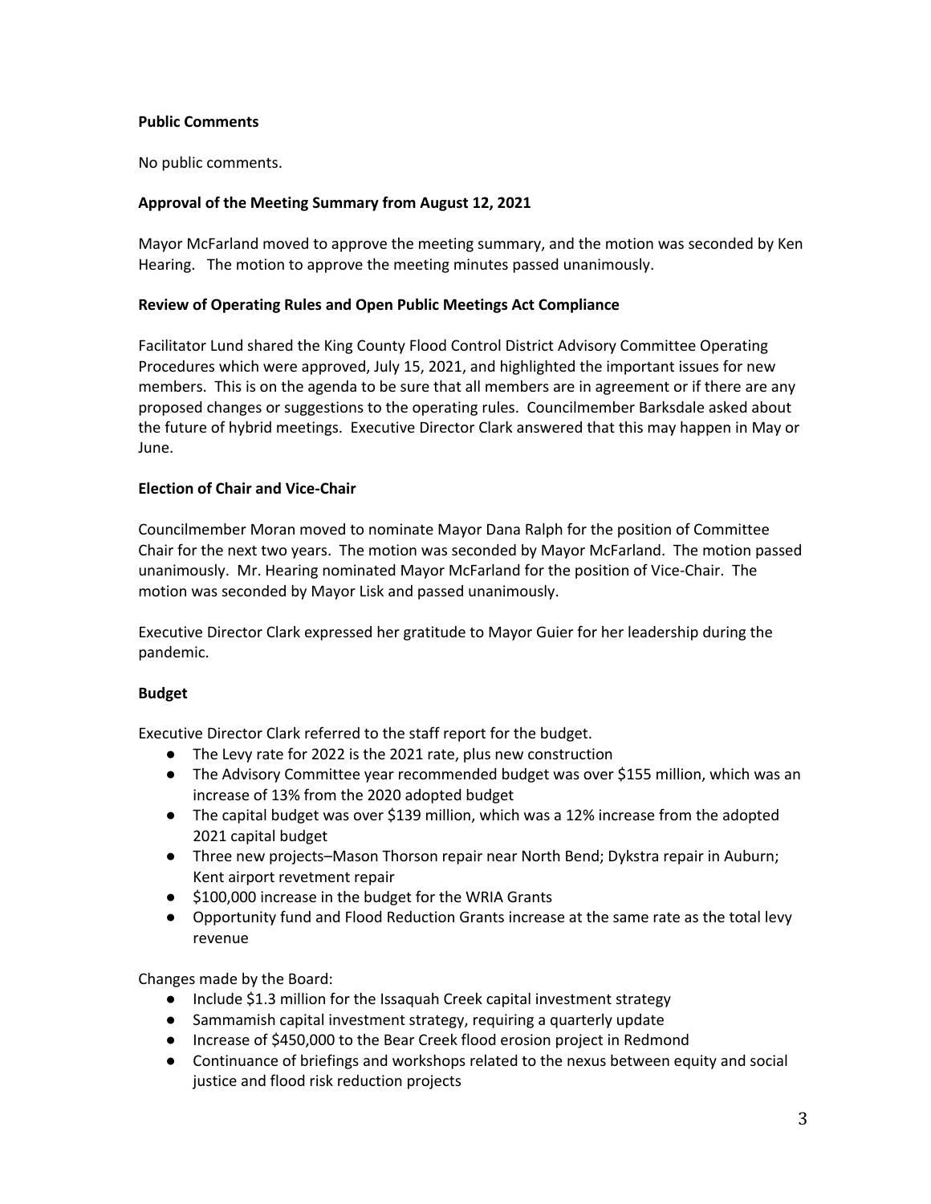**Public Comments**

No public comments.

**Approval of the Meeting Summary from August 12, 2021**

Mayor McFarland moved to approve the meeting summary, and the motion was seconded by Ken Hearing. The motion to approve the meeting minutes passed unanimously.

**Review of Operating Rules and Open Public Meetings Act Compliance**

Facilitator Lund shared the King County Flood Control District Advisory Committee Operating Procedures which were approved, July 15, 2021, and highlighted the important issues for new members. This is on the agenda to be sure that all members are in agreement or if there are any proposed changes or suggestions to the operating rules. Councilmember Barksdale asked about the future of hybrid meetings. Executive Director Clark answered that this may happen in May or June.

**Election of Chair and Vice-Chair**

Councilmember Moran moved to nominate Mayor Dana Ralph for the position of Committee Chair for the next two years. The motion was seconded by Mayor McFarland. The motion passed unanimously. Mr. Hearing nominated Mayor McFarland for the position of Vice-Chair. The motion was seconded by Mayor Lisk and passed unanimously.

Executive Director Clark expressed her gratitude to Mayor Guier for her leadership during the pandemic.

**Budget**

Executive Director Clark referred to the staff report for the budget.

- The Levy rate for 2022 is the 2021 rate, plus new construction
- The Advisory Committee year recommended budget was over $155 million, which was an increase of 13% from the 2020 adopted budget
- The capital budget was over $139 million, which was a 12% increase from the adopted 2021 capital budget
- Three new projects–Mason Thorson repair near North Bend; Dykstra repair in Auburn; Kent airport revetment repair
- $100,000 increase in the budget for the WRIA Grants
- Opportunity fund and Flood Reduction Grants increase at the same rate as the total levy revenue

Changes made by the Board:

- Include $1.3 million for the Issaquah Creek capital investment strategy
- Sammamish capital investment strategy, requiring a quarterly update
- Increase of $450,000 to the Bear Creek flood erosion project in Redmond
- Continuance of briefings and workshops related to the nexus between equity and social justice and flood risk reduction projects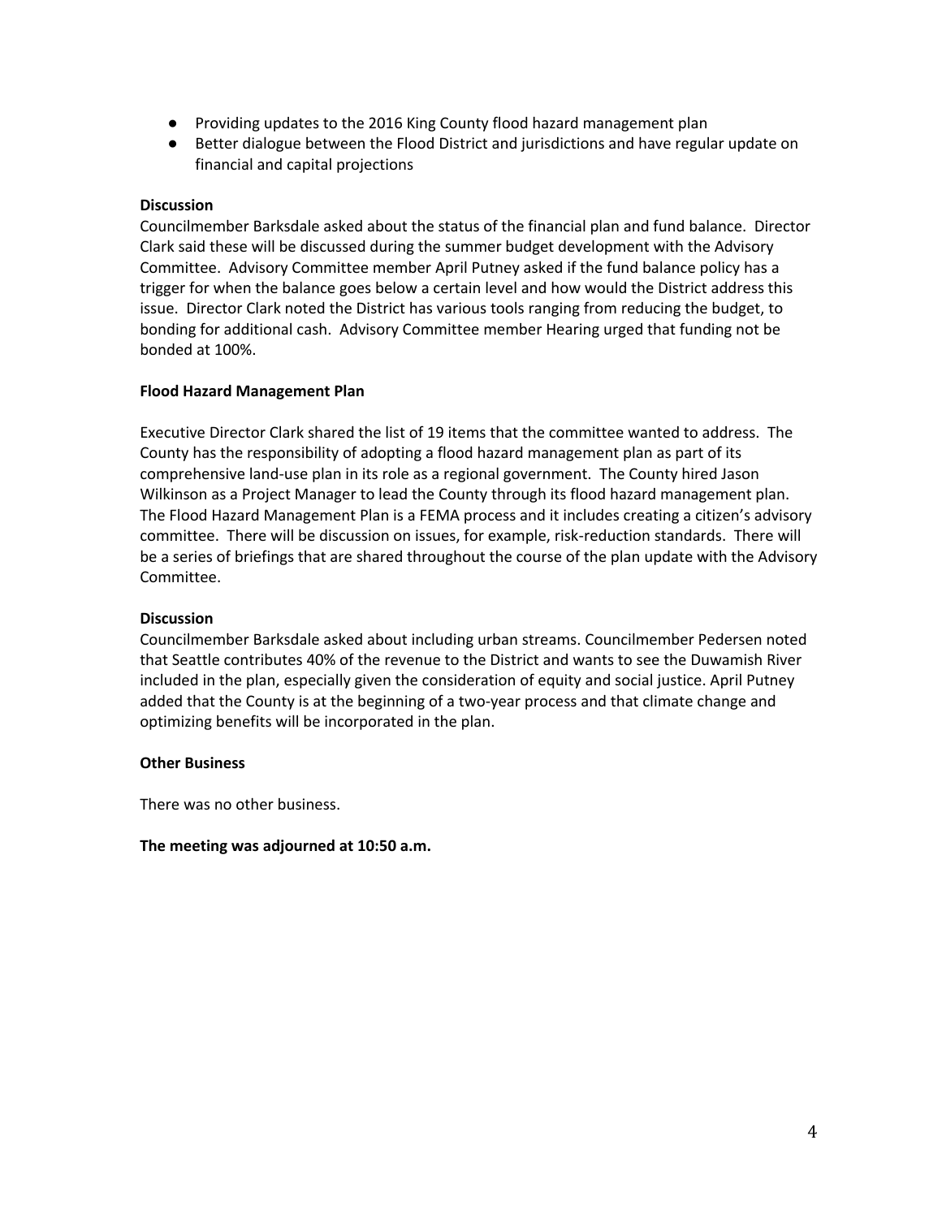- Providing updates to the 2016 King County flood hazard management plan
- Better dialogue between the Flood District and jurisdictions and have regular update on financial and capital projections

**Discussion**

Councilmember Barksdale asked about the status of the financial plan and fund balance. Director Clark said these will be discussed during the summer budget development with the Advisory Committee. Advisory Committee member April Putney asked if the fund balance policy has a trigger for when the balance goes below a certain level and how would the District address this issue. Director Clark noted the District has various tools ranging from reducing the budget, to bonding for additional cash. Advisory Committee member Hearing urged that funding not be bonded at 100%.

**Flood Hazard Management Plan**

Executive Director Clark shared the list of 19 items that the committee wanted to address. The County has the responsibility of adopting a flood hazard management plan as part of its comprehensive land-use plan in its role as a regional government. The County hired Jason Wilkinson as a Project Manager to lead the County through its flood hazard management plan. The Flood Hazard Management Plan is a FEMA process and it includes creating a citizen's advisory committee. There will be discussion on issues, for example, risk-reduction standards. There will be a series of briefings that are shared throughout the course of the plan update with the Advisory Committee.

**Discussion**

Councilmember Barksdale asked about including urban streams. Councilmember Pedersen noted that Seattle contributes 40% of the revenue to the District and wants to see the Duwamish River included in the plan, especially given the consideration of equity and social justice. April Putney added that the County is at the beginning of a two-year process and that climate change and optimizing benefits will be incorporated in the plan.

**Other Business**

There was no other business.

**The meeting was adjourned at 10:50 a.m.**